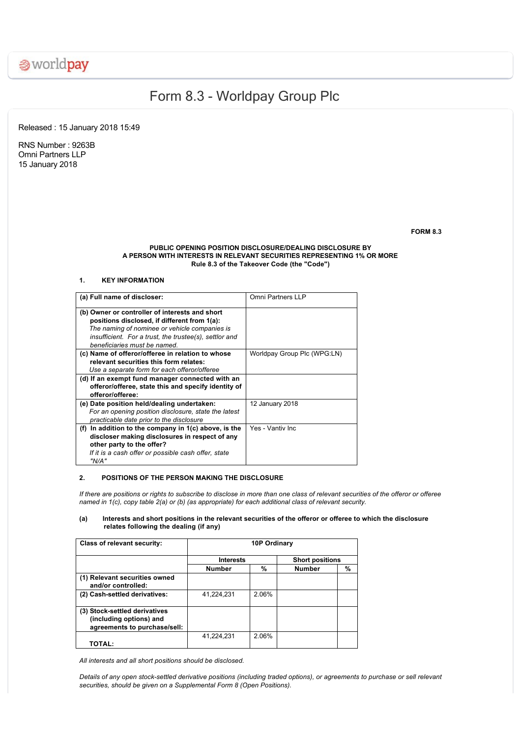# Form 8.3 - Worldpay Group Plc

Released : 15 January 2018 15:49

RNS Number : 9263B
Omni Partners LLP
15 January 2018

**FORM 8.3**

**PUBLIC OPENING POSITION DISCLOSURE/DEALING DISCLOSURE BY A PERSON WITH INTERESTS IN RELEVANT SECURITIES REPRESENTING 1% OR MORE**
**Rule 8.3 of the Takeover Code (the "Code")**

## 1. KEY INFORMATION

| | |
|---|---|
| **(a) Full name of discloser:** | Omni Partners LLP |
| **(b) Owner or controller of interests and short positions disclosed, if different from 1(a):** *The naming of nominee or vehicle companies is insufficient. For a trust, the trustee(s), settlor and beneficiaries must be named.* | |
| **(c) Name of offeror/offeree in relation to whose relevant securities this form relates:** *Use a separate form for each offeror/offeree* | Worldpay Group Plc (WPG:LN) |
| **(d) If an exempt fund manager connected with an offeror/offeree, state this and specify identity of offeror/offeree:** | |
| **(e) Date position held/dealing undertaken:** *For an opening position disclosure, state the latest practicable date prior to the disclosure* | 12 January 2018 |
| **(f) In addition to the company in 1(c) above, is the discloser making disclosures in respect of any other party to the offer?** *If it is a cash offer or possible cash offer, state "N/A"* | Yes - Vantiv Inc |

## 2. POSITIONS OF THE PERSON MAKING THE DISCLOSURE

*If there are positions or rights to subscribe to disclose in more than one class of relevant securities of the offeror or offeree named in 1(c), copy table 2(a) or (b) (as appropriate) for each additional class of relevant security.*

**(a) Interests and short positions in the relevant securities of the offeror or offeree to which the disclosure relates following the dealing (if any)**

| **Class of relevant security:** | **10P Ordinary** | | | |
|---|---|---|---|---|
| | **Interests** | | **Short positions** | |
| | **Number** | **%** | **Number** | **%** |
| **(1) Relevant securities owned and/or controlled:** | | | | |
| **(2) Cash-settled derivatives:** | 41,224,231 | 2.06% | | |
| **(3) Stock-settled derivatives (including options) and agreements to purchase/sell:** | | | | |
| **TOTAL:** | 41,224,231 | 2.06% | | |

*All interests and all short positions should be disclosed.*

*Details of any open stock-settled derivative positions (including traded options), or agreements to purchase or sell relevant securities, should be given on a Supplemental Form 8 (Open Positions).*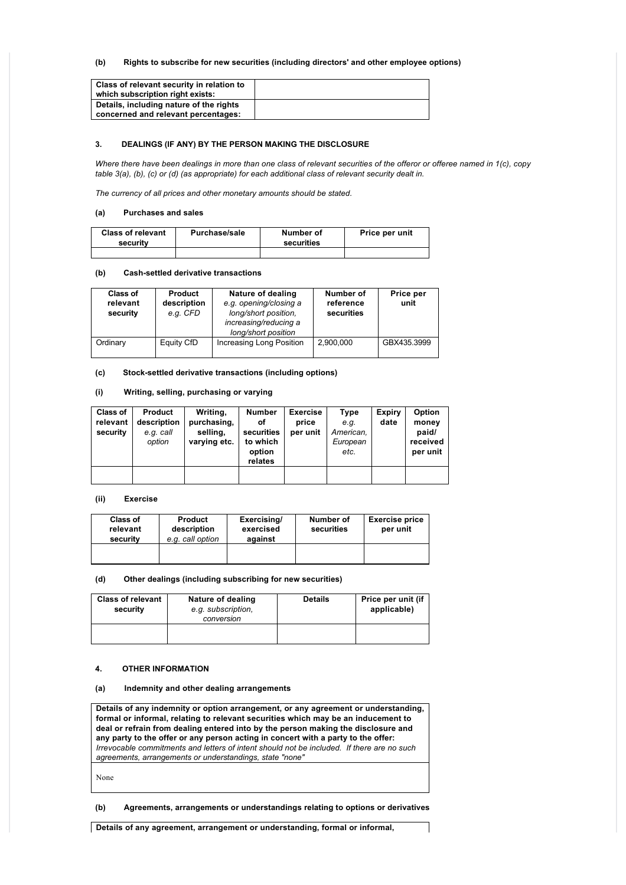### (b) Rights to subscribe for new securities (including directors' and other employee options)

| Class of relevant security in relation to which subscription right exists: | |
|---|---|
| **Details, including nature of the rights concerned and relevant percentages:** | |

### 3. DEALINGS (IF ANY) BY THE PERSON MAKING THE DISCLOSURE

*Where there have been dealings in more than one class of relevant securities of the offeror or offeree named in 1(c), copy table 3(a), (b), (c) or (d) (as appropriate) for each additional class of relevant security dealt in.*

*The currency of all prices and other monetary amounts should be stated.*

#### (a) Purchases and sales

| Class of relevant security | Purchase/sale | Number of securities | Price per unit |
|---|---|---|---|
| | | | |

#### (b) Cash-settled derivative transactions

| Class of relevant security | Product description *e.g. CFD* | Nature of dealing *e.g. opening/closing a long/short position, increasing/reducing a long/short position* | Number of reference securities | Price per unit |
|---|---|---|---|---|
| Ordinary | Equity CfD | Increasing Long Position | 2,900,000 | GBX435.3999 |

#### (c) Stock-settled derivative transactions (including options)

#### (i) Writing, selling, purchasing or varying

| Class of relevant security | Product description *e.g. call option* | Writing, purchasing, selling, varying etc. | Number of securities to which option relates | Exercise price per unit | Type *e.g. American, European etc.* | Expiry date | Option money paid/ received per unit |
|---|---|---|---|---|---|---|---|
| | | | | | | | |

#### (ii) Exercise

| Class of relevant security | Product description *e.g. call option* | Exercising/ exercised against | Number of securities | Exercise price per unit |
|---|---|---|---|---|
| | | | | |

#### (d) Other dealings (including subscribing for new securities)

| Class of relevant security | Nature of dealing *e.g. subscription, conversion* | Details | Price per unit (if applicable) |
|---|---|---|---|
| | | | |

### 4. OTHER INFORMATION

#### (a) Indemnity and other dealing arrangements

| **Details of any indemnity or option arrangement, or any agreement or understanding, formal or informal, relating to relevant securities which may be an inducement to deal or refrain from dealing entered into by the person making the disclosure and any party to the offer or any person acting in concert with a party to the offer:** *Irrevocable commitments and letters of intent should not be included. If there are no such agreements, arrangements or understandings, state "none"* |
|---|
| None |

#### (b) Agreements, arrangements or understandings relating to options or derivatives

**Details of any agreement, arrangement or understanding, formal or informal,**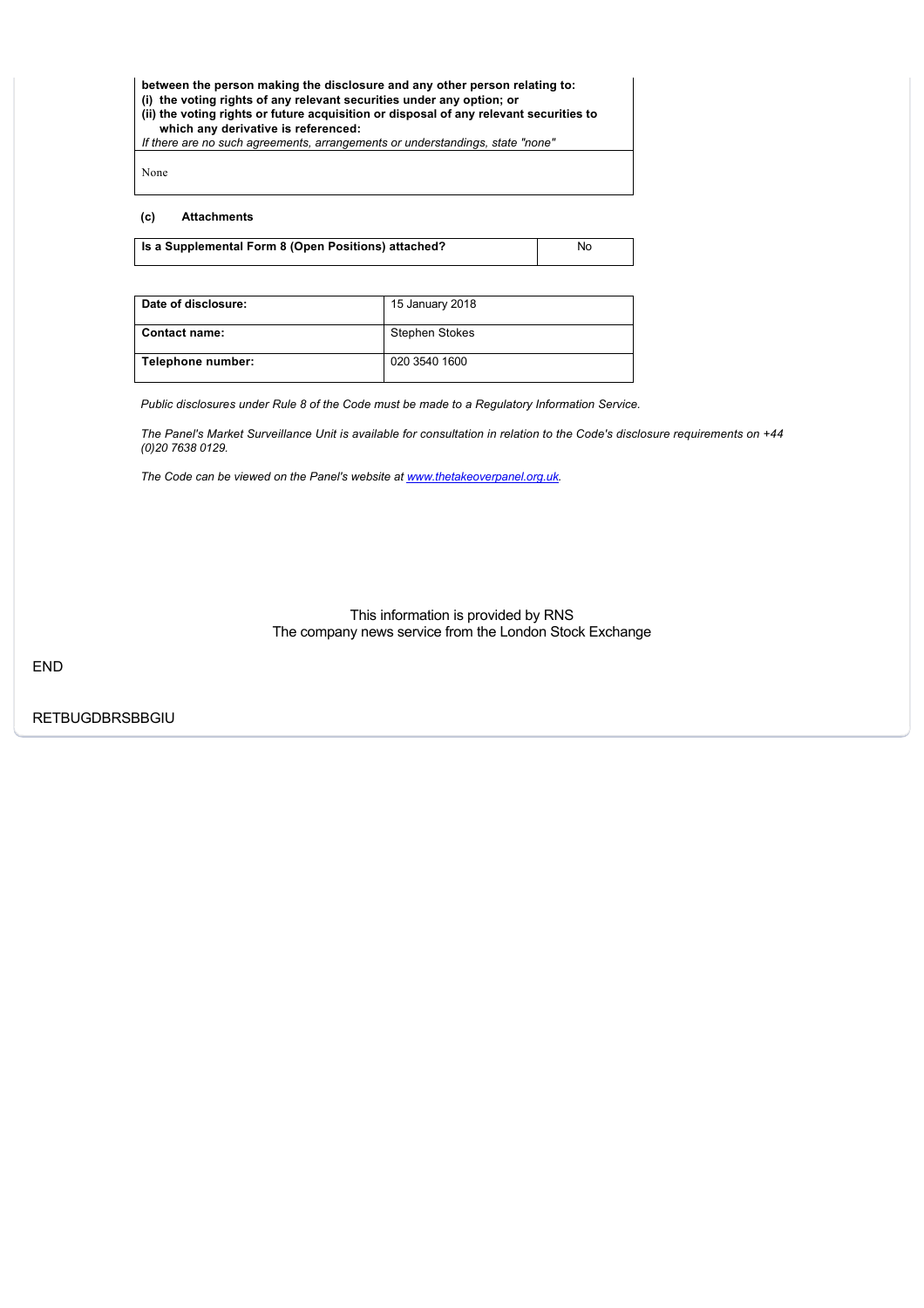**between the person making the disclosure and any other person relating to:**
**(i) the voting rights of any relevant securities under any option; or**
**(ii) the voting rights or future acquisition or disposal of any relevant securities to which any derivative is referenced:**
*If there are no such agreements, arrangements or understandings, state "none"*

None

**(c) Attachments**

| | |
|---|---|
| **Is a Supplemental Form 8 (Open Positions) attached?** | No |

| | |
|---|---|
| **Date of disclosure:** | 15 January 2018 |
| **Contact name:** | Stephen Stokes |
| **Telephone number:** | 020 3540 1600 |

*Public disclosures under Rule 8 of the Code must be made to a Regulatory Information Service.*

*The Panel's Market Surveillance Unit is available for consultation in relation to the Code's disclosure requirements on +44 (0)20 7638 0129.*

*The Code can be viewed on the Panel's website at www.thetakeoverpanel.org.uk.*

This information is provided by RNS
The company news service from the London Stock Exchange

END

RETBUGDBRSBBGIU